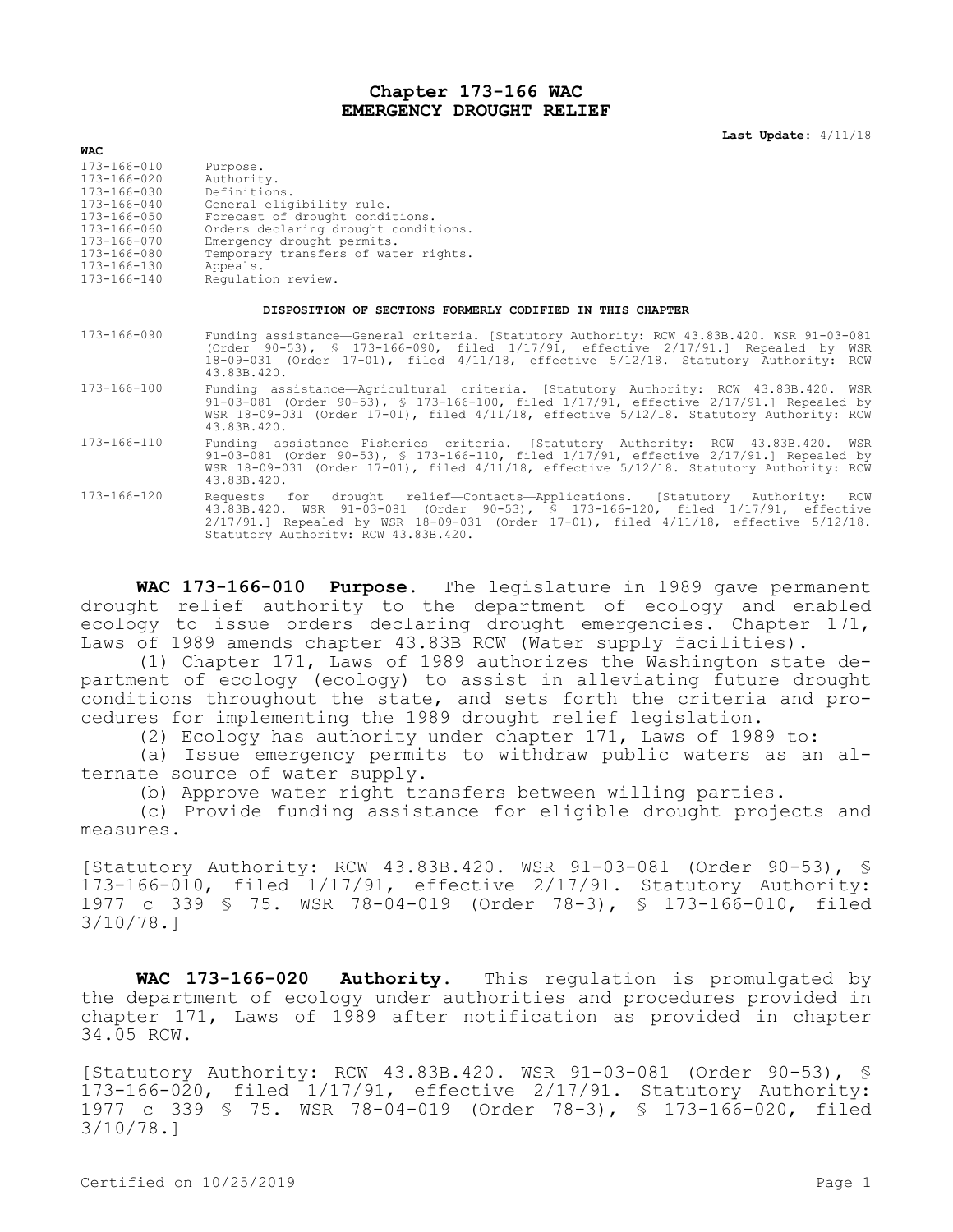# Chapter 173-166 WAC
# EMERGENCY DROUGHT RELIEF

**Last Update:** 4/11/18

**WAC**

| | |
|---|---|
| 173-166-010 | Purpose. |
| 173-166-020 | Authority. |
| 173-166-030 | Definitions. |
| 173-166-040 | General eligibility rule. |
| 173-166-050 | Forecast of drought conditions. |
| 173-166-060 | Orders declaring drought conditions. |
| 173-166-070 | Emergency drought permits. |
| 173-166-080 | Temporary transfers of water rights. |
| 173-166-130 | Appeals. |
| 173-166-140 | Regulation review. |

**DISPOSITION OF SECTIONS FORMERLY CODIFIED IN THIS CHAPTER**

| | |
|---|---|
| 173-166-090 | Funding assistance—General criteria. [Statutory Authority: RCW 43.83B.420. WSR 91-03-081 (Order 90-53), § 173-166-090, filed 1/17/91, effective 2/17/91.] Repealed by WSR 18-09-031 (Order 17-01), filed 4/11/18, effective 5/12/18. Statutory Authority: RCW 43.83B.420. |
| 173-166-100 | Funding assistance—Agricultural criteria. [Statutory Authority: RCW 43.83B.420. WSR 91-03-081 (Order 90-53), § 173-166-100, filed 1/17/91, effective 2/17/91.] Repealed by WSR 18-09-031 (Order 17-01), filed 4/11/18, effective 5/12/18. Statutory Authority: RCW 43.83B.420. |
| 173-166-110 | Funding assistance—Fisheries criteria. [Statutory Authority: RCW 43.83B.420. WSR 91-03-081 (Order 90-53), § 173-166-110, filed 1/17/91, effective 2/17/91.] Repealed by WSR 18-09-031 (Order 17-01), filed 4/11/18, effective 5/12/18. Statutory Authority: RCW 43.83B.420. |
| 173-166-120 | Requests for drought relief—Contacts—Applications. [Statutory Authority: RCW 43.83B.420. WSR 91-03-081 (Order 90-53), § 173-166-120, filed 1/17/91, effective 2/17/91.] Repealed by WSR 18-09-031 (Order 17-01), filed 4/11/18, effective 5/12/18. Statutory Authority: RCW 43.83B.420. |

**WAC 173-166-010 Purpose.** The legislature in 1989 gave permanent drought relief authority to the department of ecology and enabled ecology to issue orders declaring drought emergencies. Chapter 171, Laws of 1989 amends chapter 43.83B RCW (Water supply facilities).

(1) Chapter 171, Laws of 1989 authorizes the Washington state department of ecology (ecology) to assist in alleviating future drought conditions throughout the state, and sets forth the criteria and procedures for implementing the 1989 drought relief legislation.

(2) Ecology has authority under chapter 171, Laws of 1989 to:

(a) Issue emergency permits to withdraw public waters as an alternate source of water supply.

(b) Approve water right transfers between willing parties.

(c) Provide funding assistance for eligible drought projects and measures.

[Statutory Authority: RCW 43.83B.420. WSR 91-03-081 (Order 90-53), § 173-166-010, filed 1/17/91, effective 2/17/91. Statutory Authority: 1977 c 339 § 75. WSR 78-04-019 (Order 78-3), § 173-166-010, filed 3/10/78.]

**WAC 173-166-020 Authority.** This regulation is promulgated by the department of ecology under authorities and procedures provided in chapter 171, Laws of 1989 after notification as provided in chapter 34.05 RCW.

[Statutory Authority: RCW 43.83B.420. WSR 91-03-081 (Order 90-53), § 173-166-020, filed 1/17/91, effective 2/17/91. Statutory Authority: 1977 c 339 § 75. WSR 78-04-019 (Order 78-3), § 173-166-020, filed 3/10/78.]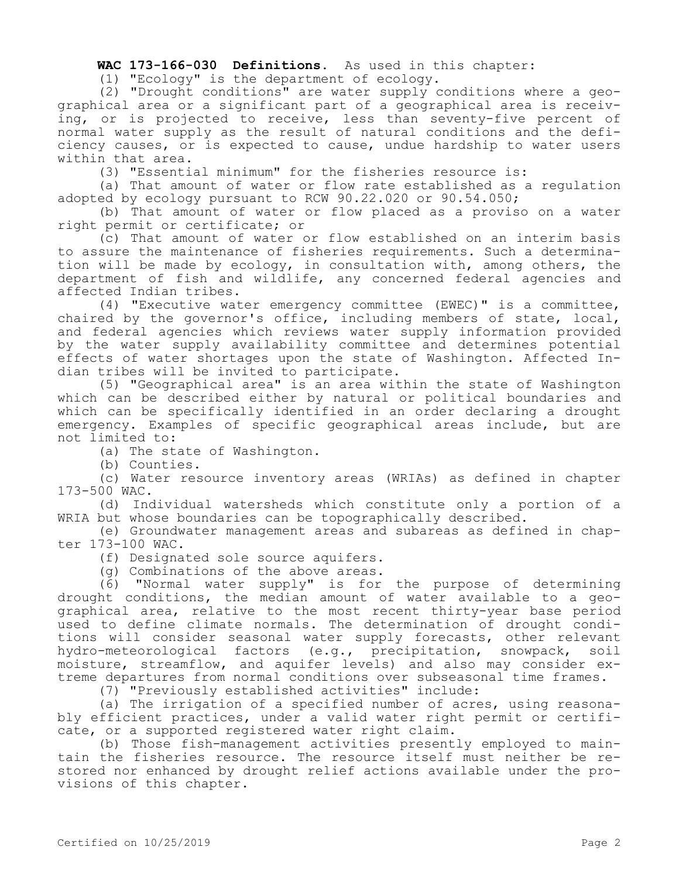**WAC 173-166-030 Definitions.** As used in this chapter:

(1) "Ecology" is the department of ecology.

(2) "Drought conditions" are water supply conditions where a geographical area or a significant part of a geographical area is receiving, or is projected to receive, less than seventy-five percent of normal water supply as the result of natural conditions and the deficiency causes, or is expected to cause, undue hardship to water users within that area.

(3) "Essential minimum" for the fisheries resource is:

(a) That amount of water or flow rate established as a regulation adopted by ecology pursuant to RCW 90.22.020 or 90.54.050;

(b) That amount of water or flow placed as a proviso on a water right permit or certificate; or

(c) That amount of water or flow established on an interim basis to assure the maintenance of fisheries requirements. Such a determination will be made by ecology, in consultation with, among others, the department of fish and wildlife, any concerned federal agencies and affected Indian tribes.

(4) "Executive water emergency committee (EWEC)" is a committee, chaired by the governor's office, including members of state, local, and federal agencies which reviews water supply information provided by the water supply availability committee and determines potential effects of water shortages upon the state of Washington. Affected Indian tribes will be invited to participate.

(5) "Geographical area" is an area within the state of Washington which can be described either by natural or political boundaries and which can be specifically identified in an order declaring a drought emergency. Examples of specific geographical areas include, but are not limited to:

(a) The state of Washington.

(b) Counties.

(c) Water resource inventory areas (WRIAs) as defined in chapter 173-500 WAC.

(d) Individual watersheds which constitute only a portion of a WRIA but whose boundaries can be topographically described.

(e) Groundwater management areas and subareas as defined in chapter 173-100 WAC.

(f) Designated sole source aquifers.

(g) Combinations of the above areas.

(6) "Normal water supply" is for the purpose of determining drought conditions, the median amount of water available to a geographical area, relative to the most recent thirty-year base period used to define climate normals. The determination of drought conditions will consider seasonal water supply forecasts, other relevant hydro-meteorological factors (e.g., precipitation, snowpack, soil moisture, streamflow, and aquifer levels) and also may consider extreme departures from normal conditions over subseasonal time frames.

(7) "Previously established activities" include:

(a) The irrigation of a specified number of acres, using reasonably efficient practices, under a valid water right permit or certificate, or a supported registered water right claim.

(b) Those fish-management activities presently employed to maintain the fisheries resource. The resource itself must neither be restored nor enhanced by drought relief actions available under the provisions of this chapter.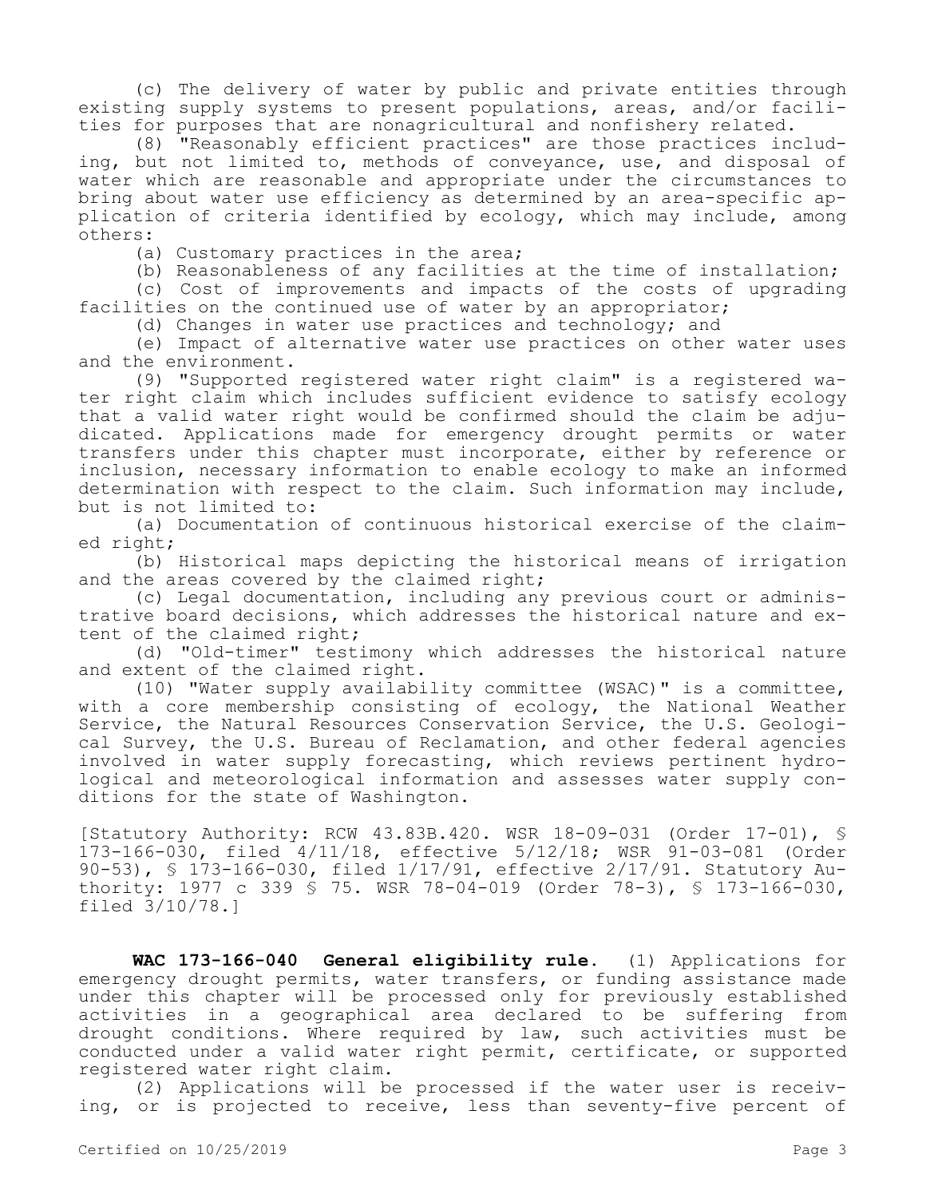(c) The delivery of water by public and private entities through existing supply systems to present populations, areas, and/or facilities for purposes that are nonagricultural and nonfishery related.

(8) "Reasonably efficient practices" are those practices including, but not limited to, methods of conveyance, use, and disposal of water which are reasonable and appropriate under the circumstances to bring about water use efficiency as determined by an area-specific application of criteria identified by ecology, which may include, among others:

(a) Customary practices in the area;

(b) Reasonableness of any facilities at the time of installation;

(c) Cost of improvements and impacts of the costs of upgrading facilities on the continued use of water by an appropriator;

(d) Changes in water use practices and technology; and

(e) Impact of alternative water use practices on other water uses and the environment.

(9) "Supported registered water right claim" is a registered water right claim which includes sufficient evidence to satisfy ecology that a valid water right would be confirmed should the claim be adjudicated. Applications made for emergency drought permits or water transfers under this chapter must incorporate, either by reference or inclusion, necessary information to enable ecology to make an informed determination with respect to the claim. Such information may include, but is not limited to:

(a) Documentation of continuous historical exercise of the claimed right;

(b) Historical maps depicting the historical means of irrigation and the areas covered by the claimed right;

(c) Legal documentation, including any previous court or administrative board decisions, which addresses the historical nature and extent of the claimed right;

(d) "Old-timer" testimony which addresses the historical nature and extent of the claimed right.

(10) "Water supply availability committee (WSAC)" is a committee, with a core membership consisting of ecology, the National Weather Service, the Natural Resources Conservation Service, the U.S. Geological Survey, the U.S. Bureau of Reclamation, and other federal agencies involved in water supply forecasting, which reviews pertinent hydrological and meteorological information and assesses water supply conditions for the state of Washington.

[Statutory Authority: RCW 43.83B.420. WSR 18-09-031 (Order 17-01), § 173-166-030, filed 4/11/18, effective 5/12/18; WSR 91-03-081 (Order 90-53), § 173-166-030, filed 1/17/91, effective 2/17/91. Statutory Authority: 1977 c 339 § 75. WSR 78-04-019 (Order 78-3), § 173-166-030, filed 3/10/78.]

**WAC 173-166-040 General eligibility rule.** (1) Applications for emergency drought permits, water transfers, or funding assistance made under this chapter will be processed only for previously established activities in a geographical area declared to be suffering from drought conditions. Where required by law, such activities must be conducted under a valid water right permit, certificate, or supported registered water right claim.

(2) Applications will be processed if the water user is receiving, or is projected to receive, less than seventy-five percent of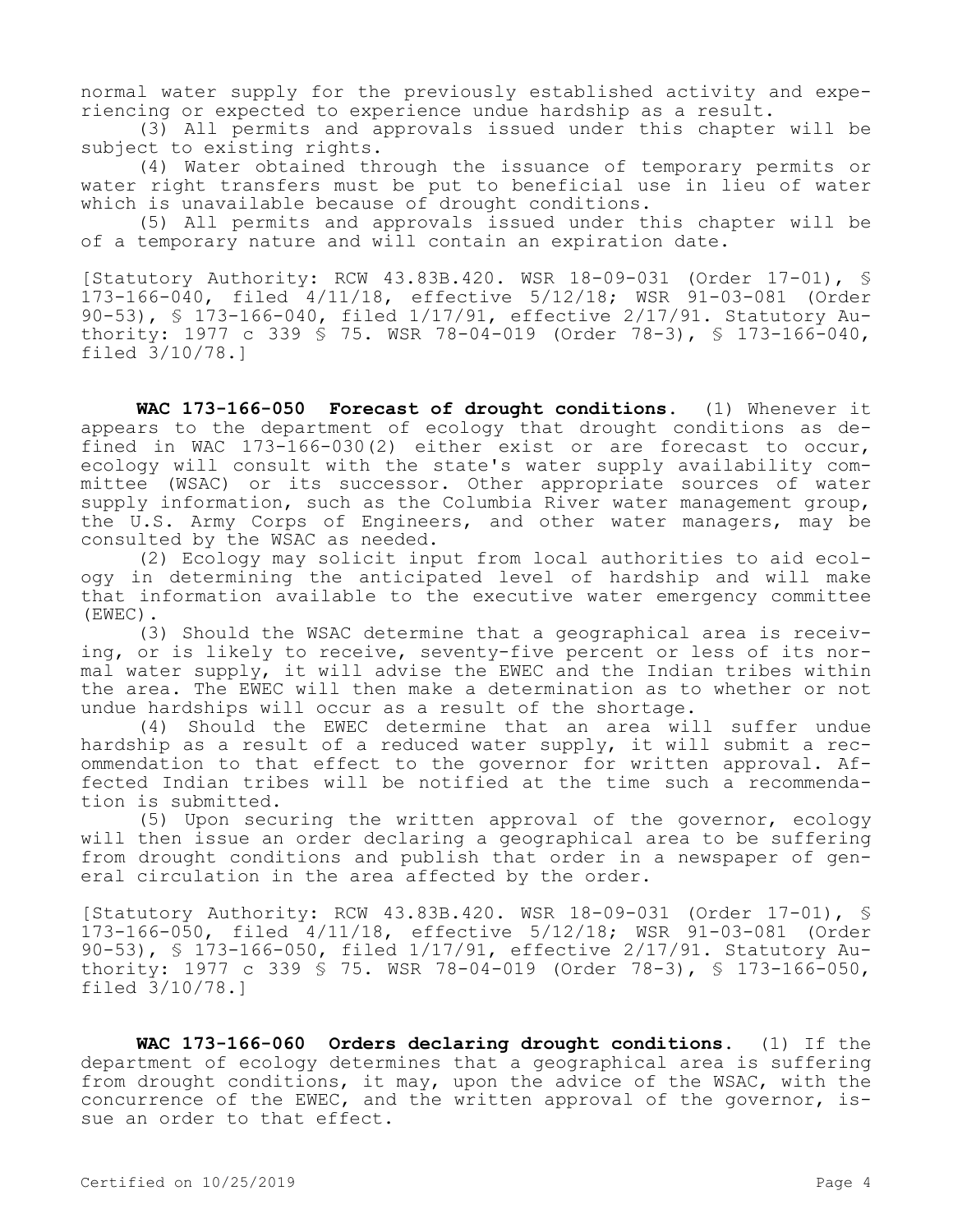normal water supply for the previously established activity and experiencing or expected to experience undue hardship as a result.

(3) All permits and approvals issued under this chapter will be subject to existing rights.

(4) Water obtained through the issuance of temporary permits or water right transfers must be put to beneficial use in lieu of water which is unavailable because of drought conditions.

(5) All permits and approvals issued under this chapter will be of a temporary nature and will contain an expiration date.

[Statutory Authority: RCW 43.83B.420. WSR 18-09-031 (Order 17-01), § 173-166-040, filed 4/11/18, effective 5/12/18; WSR 91-03-081 (Order 90-53), § 173-166-040, filed 1/17/91, effective 2/17/91. Statutory Authority: 1977 c 339 § 75. WSR 78-04-019 (Order 78-3), § 173-166-040, filed 3/10/78.]

**WAC 173-166-050 Forecast of drought conditions.** (1) Whenever it appears to the department of ecology that drought conditions as defined in WAC 173-166-030(2) either exist or are forecast to occur, ecology will consult with the state's water supply availability committee (WSAC) or its successor. Other appropriate sources of water supply information, such as the Columbia River water management group, the U.S. Army Corps of Engineers, and other water managers, may be consulted by the WSAC as needed.

(2) Ecology may solicit input from local authorities to aid ecology in determining the anticipated level of hardship and will make that information available to the executive water emergency committee (EWEC).

(3) Should the WSAC determine that a geographical area is receiving, or is likely to receive, seventy-five percent or less of its normal water supply, it will advise the EWEC and the Indian tribes within the area. The EWEC will then make a determination as to whether or not undue hardships will occur as a result of the shortage.

(4) Should the EWEC determine that an area will suffer undue hardship as a result of a reduced water supply, it will submit a recommendation to that effect to the governor for written approval. Affected Indian tribes will be notified at the time such a recommendation is submitted.

(5) Upon securing the written approval of the governor, ecology will then issue an order declaring a geographical area to be suffering from drought conditions and publish that order in a newspaper of general circulation in the area affected by the order.

[Statutory Authority: RCW 43.83B.420. WSR 18-09-031 (Order 17-01), § 173-166-050, filed 4/11/18, effective 5/12/18; WSR 91-03-081 (Order 90-53), § 173-166-050, filed 1/17/91, effective 2/17/91. Statutory Authority: 1977 c 339 § 75. WSR 78-04-019 (Order 78-3), § 173-166-050, filed 3/10/78.]

**WAC 173-166-060 Orders declaring drought conditions.** (1) If the department of ecology determines that a geographical area is suffering from drought conditions, it may, upon the advice of the WSAC, with the concurrence of the EWEC, and the written approval of the governor, issue an order to that effect.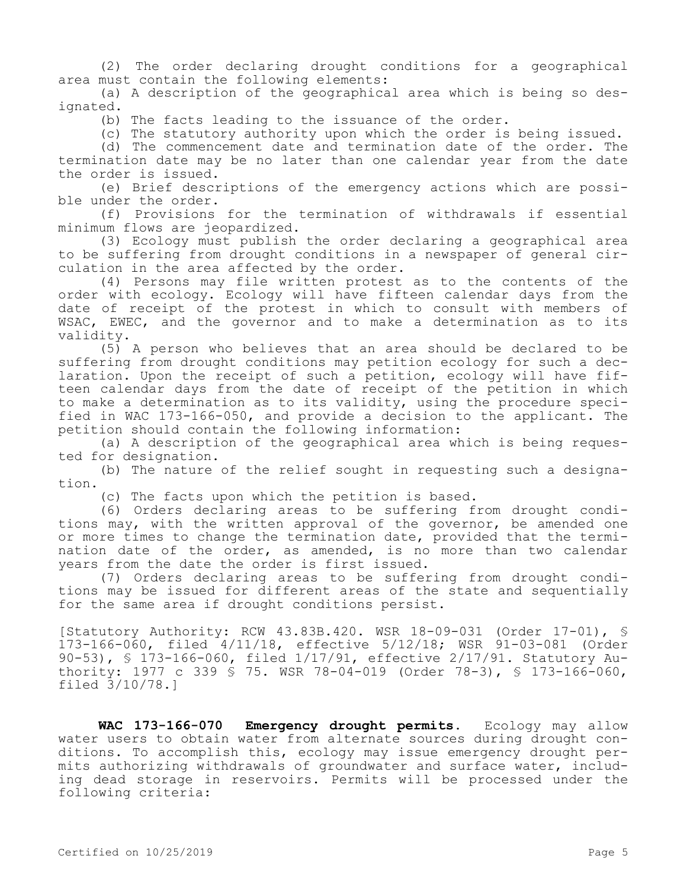(2) The order declaring drought conditions for a geographical area must contain the following elements:

(a) A description of the geographical area which is being so designated.

(b) The facts leading to the issuance of the order.

(c) The statutory authority upon which the order is being issued.

(d) The commencement date and termination date of the order. The termination date may be no later than one calendar year from the date the order is issued.

(e) Brief descriptions of the emergency actions which are possible under the order.

(f) Provisions for the termination of withdrawals if essential minimum flows are jeopardized.

(3) Ecology must publish the order declaring a geographical area to be suffering from drought conditions in a newspaper of general circulation in the area affected by the order.

(4) Persons may file written protest as to the contents of the order with ecology. Ecology will have fifteen calendar days from the date of receipt of the protest in which to consult with members of WSAC, EWEC, and the governor and to make a determination as to its validity.

(5) A person who believes that an area should be declared to be suffering from drought conditions may petition ecology for such a declaration. Upon the receipt of such a petition, ecology will have fifteen calendar days from the date of receipt of the petition in which to make a determination as to its validity, using the procedure specified in WAC 173-166-050, and provide a decision to the applicant. The petition should contain the following information:

(a) A description of the geographical area which is being requested for designation.

(b) The nature of the relief sought in requesting such a designation.

(c) The facts upon which the petition is based.

(6) Orders declaring areas to be suffering from drought conditions may, with the written approval of the governor, be amended one or more times to change the termination date, provided that the termination date of the order, as amended, is no more than two calendar years from the date the order is first issued.

(7) Orders declaring areas to be suffering from drought conditions may be issued for different areas of the state and sequentially for the same area if drought conditions persist.

[Statutory Authority: RCW 43.83B.420. WSR 18-09-031 (Order 17-01), § 173-166-060, filed 4/11/18, effective 5/12/18; WSR 91-03-081 (Order 90-53), § 173-166-060, filed 1/17/91, effective 2/17/91. Statutory Authority: 1977 c 339 § 75. WSR 78-04-019 (Order 78-3), § 173-166-060, filed 3/10/78.]

**WAC 173-166-070 Emergency drought permits.** Ecology may allow water users to obtain water from alternate sources during drought conditions. To accomplish this, ecology may issue emergency drought permits authorizing withdrawals of groundwater and surface water, including dead storage in reservoirs. Permits will be processed under the following criteria: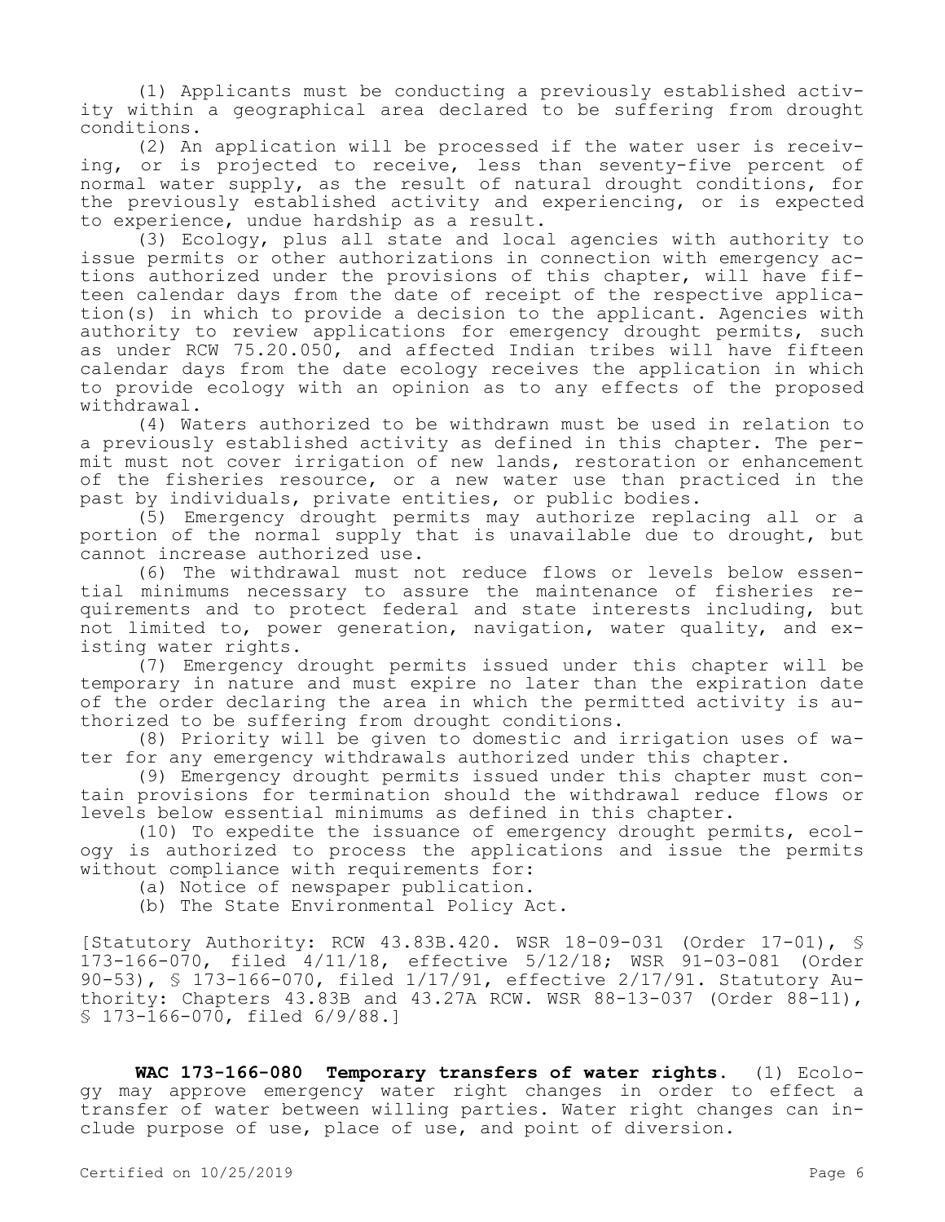(1) Applicants must be conducting a previously established activity within a geographical area declared to be suffering from drought conditions.

(2) An application will be processed if the water user is receiving, or is projected to receive, less than seventy-five percent of normal water supply, as the result of natural drought conditions, for the previously established activity and experiencing, or is expected to experience, undue hardship as a result.

(3) Ecology, plus all state and local agencies with authority to issue permits or other authorizations in connection with emergency actions authorized under the provisions of this chapter, will have fifteen calendar days from the date of receipt of the respective application(s) in which to provide a decision to the applicant. Agencies with authority to review applications for emergency drought permits, such as under RCW 75.20.050, and affected Indian tribes will have fifteen calendar days from the date ecology receives the application in which to provide ecology with an opinion as to any effects of the proposed withdrawal.

(4) Waters authorized to be withdrawn must be used in relation to a previously established activity as defined in this chapter. The permit must not cover irrigation of new lands, restoration or enhancement of the fisheries resource, or a new water use than practiced in the past by individuals, private entities, or public bodies.

(5) Emergency drought permits may authorize replacing all or a portion of the normal supply that is unavailable due to drought, but cannot increase authorized use.

(6) The withdrawal must not reduce flows or levels below essential minimums necessary to assure the maintenance of fisheries requirements and to protect federal and state interests including, but not limited to, power generation, navigation, water quality, and existing water rights.

(7) Emergency drought permits issued under this chapter will be temporary in nature and must expire no later than the expiration date of the order declaring the area in which the permitted activity is authorized to be suffering from drought conditions.

(8) Priority will be given to domestic and irrigation uses of water for any emergency withdrawals authorized under this chapter.

(9) Emergency drought permits issued under this chapter must contain provisions for termination should the withdrawal reduce flows or levels below essential minimums as defined in this chapter.

(10) To expedite the issuance of emergency drought permits, ecology is authorized to process the applications and issue the permits without compliance with requirements for:

(a) Notice of newspaper publication.

(b) The State Environmental Policy Act.

[Statutory Authority: RCW 43.83B.420. WSR 18-09-031 (Order 17-01), § 173-166-070, filed 4/11/18, effective 5/12/18; WSR 91-03-081 (Order 90-53), § 173-166-070, filed 1/17/91, effective 2/17/91. Statutory Authority: Chapters 43.83B and 43.27A RCW. WSR 88-13-037 (Order 88-11), § 173-166-070, filed 6/9/88.]

**WAC 173-166-080 Temporary transfers of water rights.** (1) Ecology may approve emergency water right changes in order to effect a transfer of water between willing parties. Water right changes can include purpose of use, place of use, and point of diversion.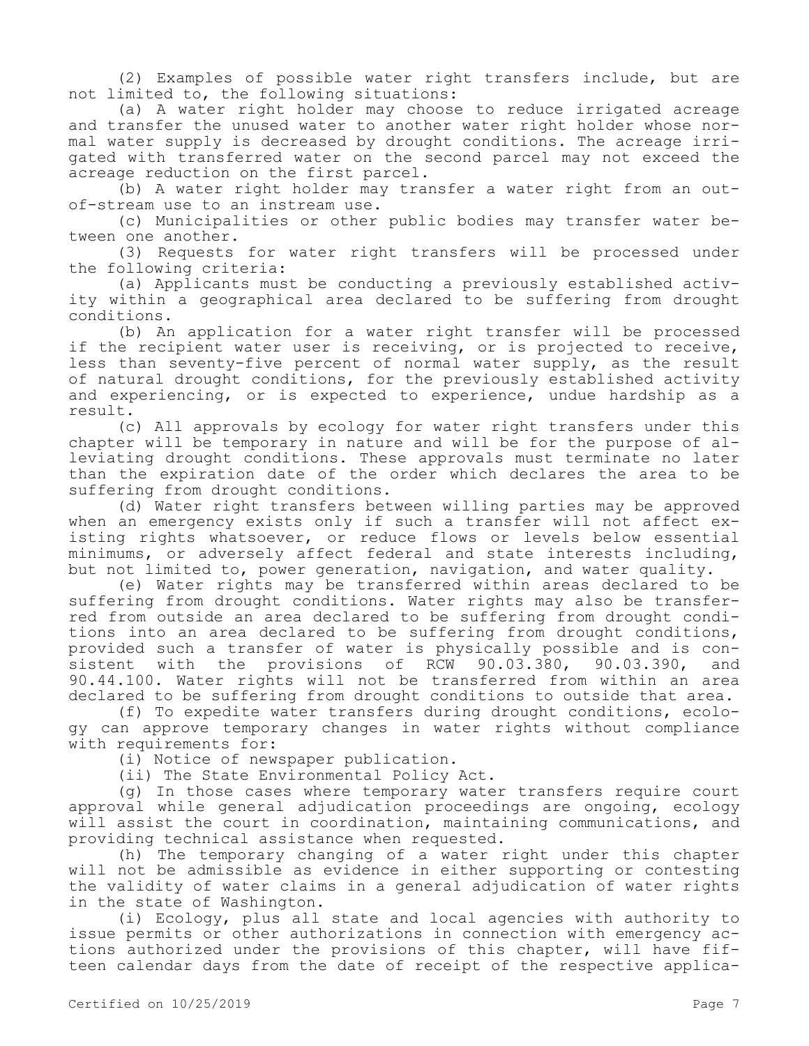(2) Examples of possible water right transfers include, but are not limited to, the following situations:

(a) A water right holder may choose to reduce irrigated acreage and transfer the unused water to another water right holder whose normal water supply is decreased by drought conditions. The acreage irrigated with transferred water on the second parcel may not exceed the acreage reduction on the first parcel.

(b) A water right holder may transfer a water right from an out-of-stream use to an instream use.

(c) Municipalities or other public bodies may transfer water between one another.

(3) Requests for water right transfers will be processed under the following criteria:

(a) Applicants must be conducting a previously established activity within a geographical area declared to be suffering from drought conditions.

(b) An application for a water right transfer will be processed if the recipient water user is receiving, or is projected to receive, less than seventy-five percent of normal water supply, as the result of natural drought conditions, for the previously established activity and experiencing, or is expected to experience, undue hardship as a result.

(c) All approvals by ecology for water right transfers under this chapter will be temporary in nature and will be for the purpose of alleviating drought conditions. These approvals must terminate no later than the expiration date of the order which declares the area to be suffering from drought conditions.

(d) Water right transfers between willing parties may be approved when an emergency exists only if such a transfer will not affect existing rights whatsoever, or reduce flows or levels below essential minimums, or adversely affect federal and state interests including, but not limited to, power generation, navigation, and water quality.

(e) Water rights may be transferred within areas declared to be suffering from drought conditions. Water rights may also be transferred from outside an area declared to be suffering from drought conditions into an area declared to be suffering from drought conditions, provided such a transfer of water is physically possible and is consistent with the provisions of RCW 90.03.380, 90.03.390, and 90.44.100. Water rights will not be transferred from within an area declared to be suffering from drought conditions to outside that area.

(f) To expedite water transfers during drought conditions, ecology can approve temporary changes in water rights without compliance with requirements for:

(i) Notice of newspaper publication.

(ii) The State Environmental Policy Act.

(g) In those cases where temporary water transfers require court approval while general adjudication proceedings are ongoing, ecology will assist the court in coordination, maintaining communications, and providing technical assistance when requested.

(h) The temporary changing of a water right under this chapter will not be admissible as evidence in either supporting or contesting the validity of water claims in a general adjudication of water rights in the state of Washington.

(i) Ecology, plus all state and local agencies with authority to issue permits or other authorizations in connection with emergency actions authorized under the provisions of this chapter, will have fifteen calendar days from the date of receipt of the respective applica-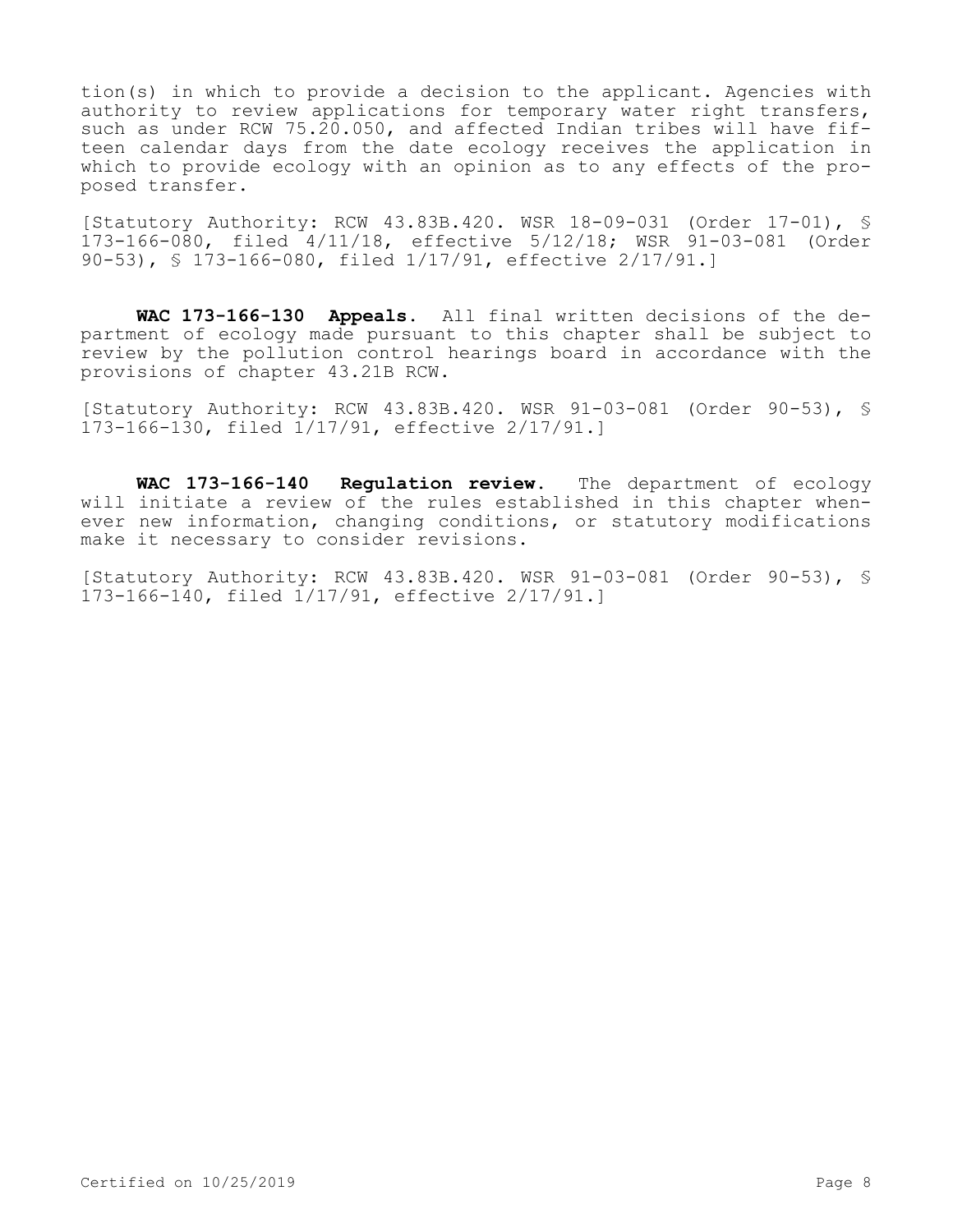tion(s) in which to provide a decision to the applicant. Agencies with authority to review applications for temporary water right transfers, such as under RCW 75.20.050, and affected Indian tribes will have fifteen calendar days from the date ecology receives the application in which to provide ecology with an opinion as to any effects of the proposed transfer.

[Statutory Authority: RCW 43.83B.420. WSR 18-09-031 (Order 17-01), § 173-166-080, filed 4/11/18, effective 5/12/18; WSR 91-03-081 (Order 90-53), § 173-166-080, filed 1/17/91, effective 2/17/91.]

**WAC 173-166-130 Appeals.** All final written decisions of the department of ecology made pursuant to this chapter shall be subject to review by the pollution control hearings board in accordance with the provisions of chapter 43.21B RCW.

[Statutory Authority: RCW 43.83B.420. WSR 91-03-081 (Order 90-53), § 173-166-130, filed 1/17/91, effective 2/17/91.]

**WAC 173-166-140 Regulation review.** The department of ecology will initiate a review of the rules established in this chapter whenever new information, changing conditions, or statutory modifications make it necessary to consider revisions.

[Statutory Authority: RCW 43.83B.420. WSR 91-03-081 (Order 90-53), § 173-166-140, filed 1/17/91, effective 2/17/91.]